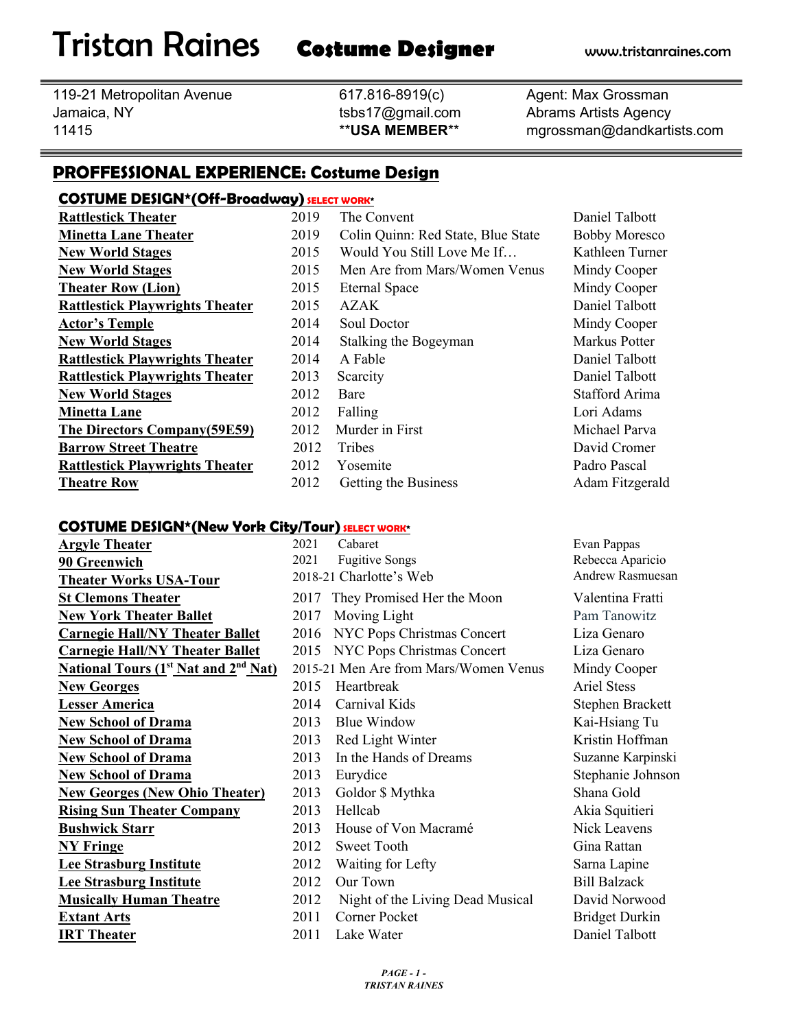# Tristan Raines **Costume Designer** www.tristanraines.com

119-21 Metropolitan Avenue
Jamaica, NY
11415

617.816-8919(c)
tsbs17@gmail.com
**\*\*USA MEMBER\*\***

Agent: Max Grossman
Abrams Artists Agency
mgrossman@dandkartists.com

## PROFFESSIONAL EXPERIENCE: Costume Design

### COSTUME DESIGN*(Off-Broadway) SELECT WORK*

| | | | |
|---|---|---|---|
| **Rattlestick Theater** | 2019 | The Convent | Daniel Talbott |
| **Minetta Lane Theater** | 2019 | Colin Quinn: Red State, Blue State | Bobby Moresco |
| **New World Stages** | 2015 | Would You Still Love Me If… | Kathleen Turner |
| **New World Stages** | 2015 | Men Are from Mars/Women Venus | Mindy Cooper |
| **Theater Row (Lion)** | 2015 | Eternal Space | Mindy Cooper |
| **Rattlestick Playwrights Theater** | 2015 | AZAK | Daniel Talbott |
| **Actor's Temple** | 2014 | Soul Doctor | Mindy Cooper |
| **New World Stages** | 2014 | Stalking the Bogeyman | Markus Potter |
| **Rattlestick Playwrights Theater** | 2014 | A Fable | Daniel Talbott |
| **Rattlestick Playwrights Theater** | 2013 | Scarcity | Daniel Talbott |
| **New World Stages** | 2012 | Bare | Stafford Arima |
| **Minetta Lane** | 2012 | Falling | Lori Adams |
| **The Directors Company(59E59)** | 2012 | Murder in First | Michael Parva |
| **Barrow Street Theatre** | 2012 | Tribes | David Cromer |
| **Rattlestick Playwrights Theater** | 2012 | Yosemite | Padro Pascal |
| **Theatre Row** | 2012 | Getting the Business | Adam Fitzgerald |

### COSTUME DESIGN*(New York City/Tour) SELECT WORK*

| | | | |
|---|---|---|---|
| **Argyle Theater** | 2021 | Cabaret | Evan Pappas |
| **90 Greenwich** | 2021 | Fugitive Songs | Rebecca Aparicio |
| **Theater Works USA-Tour** | 2018-21 | Charlotte's Web | Andrew Rasmuesan |
| **St Clemons Theater** | 2017 | They Promised Her the Moon | Valentina Fratti |
| **New York Theater Ballet** | 2017 | Moving Light | Pam Tanowitz |
| **Carnegie Hall/NY Theater Ballet** | 2016 | NYC Pops Christmas Concert | Liza Genaro |
| **Carnegie Hall/NY Theater Ballet** | 2015 | NYC Pops Christmas Concert | Liza Genaro |
| **National Tours (1st Nat and 2nd Nat)** | 2015-21 | Men Are from Mars/Women Venus | Mindy Cooper |
| **New Georges** | 2015 | Heartbreak | Ariel Stess |
| **Lesser America** | 2014 | Carnival Kids | Stephen Brackett |
| **New School of Drama** | 2013 | Blue Window | Kai-Hsiang Tu |
| **New School of Drama** | 2013 | Red Light Winter | Kristin Hoffman |
| **New School of Drama** | 2013 | In the Hands of Dreams | Suzanne Karpinski |
| **New School of Drama** | 2013 | Eurydice | Stephanie Johnson |
| **New Georges (New Ohio Theater)** | 2013 | Goldor $ Mythka | Shana Gold |
| **Rising Sun Theater Company** | 2013 | Hellcab | Akia Squitieri |
| **Bushwick Starr** | 2013 | House of Von Macramé | Nick Leavens |
| **NY Fringe** | 2012 | Sweet Tooth | Gina Rattan |
| **Lee Strasburg Institute** | 2012 | Waiting for Lefty | Sarna Lapine |
| **Lee Strasburg Institute** | 2012 | Our Town | Bill Balzack |
| **Musically Human Theatre** | 2012 | Night of the Living Dead Musical | David Norwood |
| **Extant Arts** | 2011 | Corner Pocket | Bridget Durkin |
| **IRT Theater** | 2011 | Lake Water | Daniel Talbott |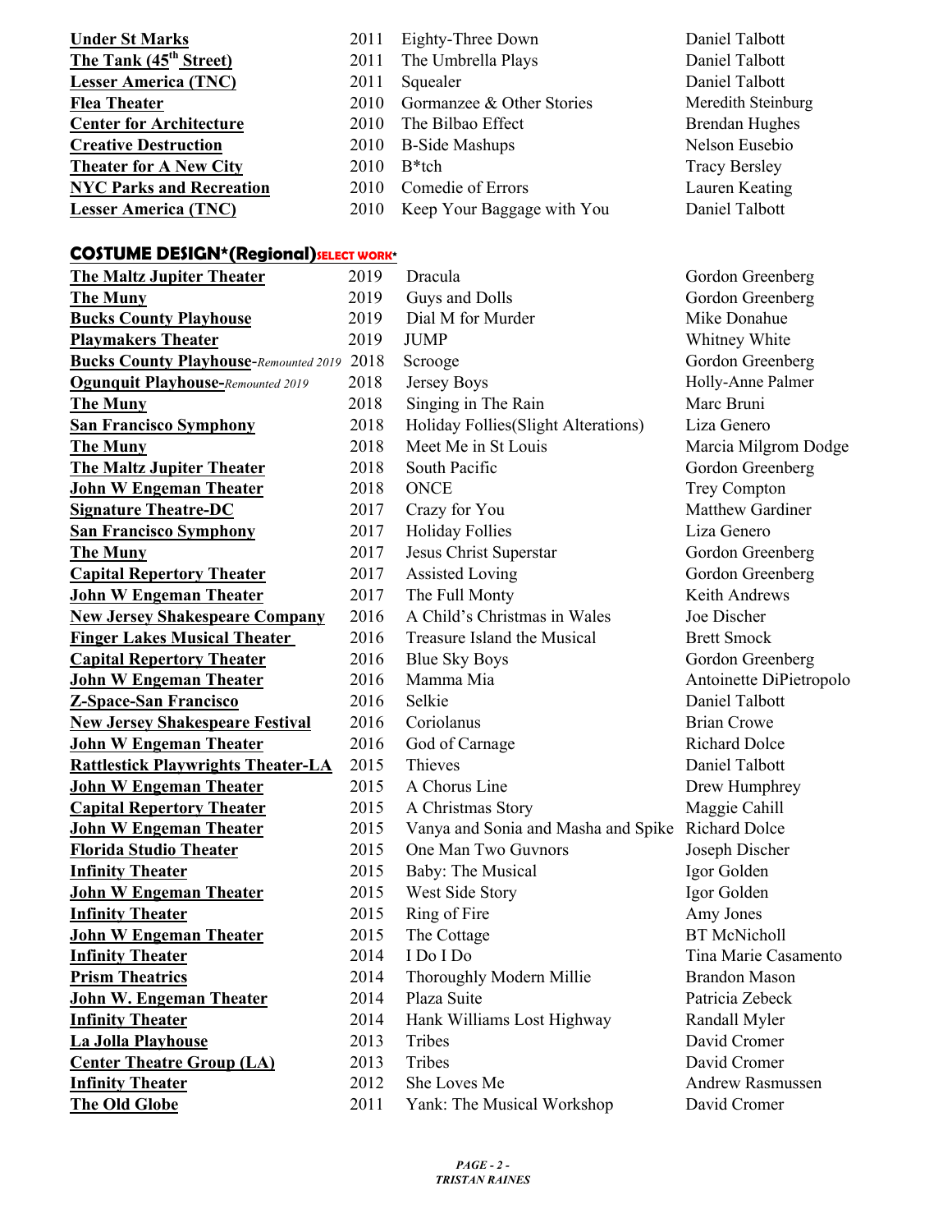| | | | |
|---|---|---|---|
| **Under St Marks** | 2011 | Eighty-Three Down | Daniel Talbott |
| **The Tank (45th Street)** | 2011 | The Umbrella Plays | Daniel Talbott |
| **Lesser America (TNC)** | 2011 | Squealer | Daniel Talbott |
| **Flea Theater** | 2010 | Gormanzee & Other Stories | Meredith Steinburg |
| **Center for Architecture** | 2010 | The Bilbao Effect | Brendan Hughes |
| **Creative Destruction** | 2010 | B-Side Mashups | Nelson Eusebio |
| **Theater for A New City** | 2010 | B*tch | Tracy Bersley |
| **NYC Parks and Recreation** | 2010 | Comedie of Errors | Lauren Keating |
| **Lesser America (TNC)** | 2010 | Keep Your Baggage with You | Daniel Talbott |

## COSTUME DESIGN*(Regional) SELECT WORK*

| | | | |
|---|---|---|---|
| **The Maltz Jupiter Theater** | 2019 | Dracula | Gordon Greenberg |
| **The Muny** | 2019 | Guys and Dolls | Gordon Greenberg |
| **Bucks County Playhouse** | 2019 | Dial M for Murder | Mike Donahue |
| **Playmakers Theater** | 2019 | JUMP | Whitney White |
| **Bucks County Playhouse**-*Remounted 2019* | 2018 | Scrooge | Gordon Greenberg |
| **Ogunquit Playhouse**-*Remounted 2019* | 2018 | Jersey Boys | Holly-Anne Palmer |
| **The Muny** | 2018 | Singing in The Rain | Marc Bruni |
| **San Francisco Symphony** | 2018 | Holiday Follies(Slight Alterations) | Liza Genero |
| **The Muny** | 2018 | Meet Me in St Louis | Marcia Milgrom Dodge |
| **The Maltz Jupiter Theater** | 2018 | South Pacific | Gordon Greenberg |
| **John W Engeman Theater** | 2018 | ONCE | Trey Compton |
| **Signature Theatre-DC** | 2017 | Crazy for You | Matthew Gardiner |
| **San Francisco Symphony** | 2017 | Holiday Follies | Liza Genero |
| **The Muny** | 2017 | Jesus Christ Superstar | Gordon Greenberg |
| **Capital Repertory Theater** | 2017 | Assisted Loving | Gordon Greenberg |
| **John W Engeman Theater** | 2017 | The Full Monty | Keith Andrews |
| **New Jersey Shakespeare Company** | 2016 | A Child's Christmas in Wales | Joe Discher |
| **Finger Lakes Musical Theater** | 2016 | Treasure Island the Musical | Brett Smock |
| **Capital Repertory Theater** | 2016 | Blue Sky Boys | Gordon Greenberg |
| **John W Engeman Theater** | 2016 | Mamma Mia | Antoinette DiPietropolo |
| **Z-Space-San Francisco** | 2016 | Selkie | Daniel Talbott |
| **New Jersey Shakespeare Festival** | 2016 | Coriolanus | Brian Crowe |
| **John W Engeman Theater** | 2016 | God of Carnage | Richard Dolce |
| **Rattlestick Playwrights Theater-LA** | 2015 | Thieves | Daniel Talbott |
| **John W Engeman Theater** | 2015 | A Chorus Line | Drew Humphrey |
| **Capital Repertory Theater** | 2015 | A Christmas Story | Maggie Cahill |
| **John W Engeman Theater** | 2015 | Vanya and Sonia and Masha and Spike | Richard Dolce |
| **Florida Studio Theater** | 2015 | One Man Two Guvnors | Joseph Discher |
| **Infinity Theater** | 2015 | Baby: The Musical | Igor Golden |
| **John W Engeman Theater** | 2015 | West Side Story | Igor Golden |
| **Infinity Theater** | 2015 | Ring of Fire | Amy Jones |
| **John W Engeman Theater** | 2015 | The Cottage | BT McNicholl |
| **Infinity Theater** | 2014 | I Do I Do | Tina Marie Casamento |
| **Prism Theatrics** | 2014 | Thoroughly Modern Millie | Brandon Mason |
| **John W. Engeman Theater** | 2014 | Plaza Suite | Patricia Zebeck |
| **Infinity Theater** | 2014 | Hank Williams Lost Highway | Randall Myler |
| **La Jolla Playhouse** | 2013 | Tribes | David Cromer |
| **Center Theatre Group (LA)** | 2013 | Tribes | David Cromer |
| **Infinity Theater** | 2012 | She Loves Me | Andrew Rasmussen |
| **The Old Globe** | 2011 | Yank: The Musical Workshop | David Cromer |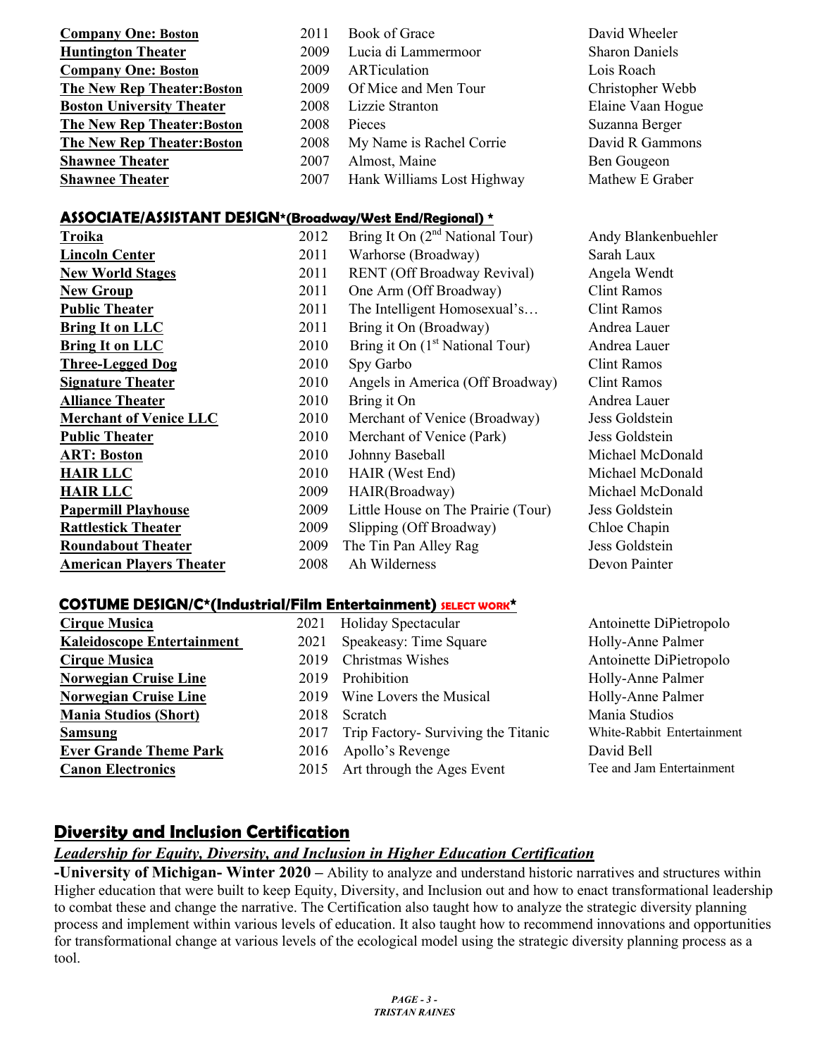| | | | |
|---|---|---|---|
| **Company One: Boston** | 2011 | Book of Grace | David Wheeler |
| **Huntington Theater** | 2009 | Lucia di Lammermoor | Sharon Daniels |
| **Company One: Boston** | 2009 | ARTiculation | Lois Roach |
| **The New Rep Theater:Boston** | 2009 | Of Mice and Men Tour | Christopher Webb |
| **Boston University Theater** | 2008 | Lizzie Stranton | Elaine Vaan Hogue |
| **The New Rep Theater:Boston** | 2008 | Pieces | Suzanna Berger |
| **The New Rep Theater:Boston** | 2008 | My Name is Rachel Corrie | David R Gammons |
| **Shawnee Theater** | 2007 | Almost, Maine | Ben Gougeon |
| **Shawnee Theater** | 2007 | Hank Williams Lost Highway | Mathew E Graber |

## ASSOCIATE/ASSISTANT DESIGN*(Broadway/West End/Regional) *

| | | | |
|---|---|---|---|
| **Troika** | 2012 | Bring It On (2nd National Tour) | Andy Blankenbuehler |
| **Lincoln Center** | 2011 | Warhorse (Broadway) | Sarah Laux |
| **New World Stages** | 2011 | RENT (Off Broadway Revival) | Angela Wendt |
| **New Group** | 2011 | One Arm (Off Broadway) | Clint Ramos |
| **Public Theater** | 2011 | The Intelligent Homosexual's… | Clint Ramos |
| **Bring It on LLC** | 2011 | Bring it On (Broadway) | Andrea Lauer |
| **Bring It on LLC** | 2010 | Bring it On (1st National Tour) | Andrea Lauer |
| **Three-Legged Dog** | 2010 | Spy Garbo | Clint Ramos |
| **Signature Theater** | 2010 | Angels in America (Off Broadway) | Clint Ramos |
| **Alliance Theater** | 2010 | Bring it On | Andrea Lauer |
| **Merchant of Venice LLC** | 2010 | Merchant of Venice (Broadway) | Jess Goldstein |
| **Public Theater** | 2010 | Merchant of Venice (Park) | Jess Goldstein |
| **ART: Boston** | 2010 | Johnny Baseball | Michael McDonald |
| **HAIR LLC** | 2010 | HAIR (West End) | Michael McDonald |
| **HAIR LLC** | 2009 | HAIR(Broadway) | Michael McDonald |
| **Papermill Playhouse** | 2009 | Little House on The Prairie (Tour) | Jess Goldstein |
| **Rattlestick Theater** | 2009 | Slipping (Off Broadway) | Chloe Chapin |
| **Roundabout Theater** | 2009 | The Tin Pan Alley Rag | Jess Goldstein |
| **American Players Theater** | 2008 | Ah Wilderness | Devon Painter |

## COSTUME DESIGN/C*(Industrial/Film Entertainment) SELECT WORK*

| | | | |
|---|---|---|---|
| **Cirque Musica** | 2021 | Holiday Spectacular | Antoinette DiPietropolo |
| **Kaleidoscope Entertainment** | 2021 | Speakeasy: Time Square | Holly-Anne Palmer |
| **Cirque Musica** | 2019 | Christmas Wishes | Antoinette DiPietropolo |
| **Norwegian Cruise Line** | 2019 | Prohibition | Holly-Anne Palmer |
| **Norwegian Cruise Line** | 2019 | Wine Lovers the Musical | Holly-Anne Palmer |
| **Mania Studios (Short)** | 2018 | Scratch | Mania Studios |
| **Samsung** | 2017 | Trip Factory- Surviving the Titanic | White-Rabbit Entertainment |
| **Ever Grande Theme Park** | 2016 | Apollo's Revenge | David Bell |
| **Canon Electronics** | 2015 | Art through the Ages Event | Tee and Jam Entertainment |

## Diversity and Inclusion Certification

***Leadership for Equity, Diversity, and Inclusion in Higher Education Certification***

**-University of Michigan- Winter 2020 –** Ability to analyze and understand historic narratives and structures within Higher education that were built to keep Equity, Diversity, and Inclusion out and how to enact transformational leadership to combat these and change the narrative. The Certification also taught how to analyze the strategic diversity planning process and implement within various levels of education. It also taught how to recommend innovations and opportunities for transformational change at various levels of the ecological model using the strategic diversity planning process as a tool.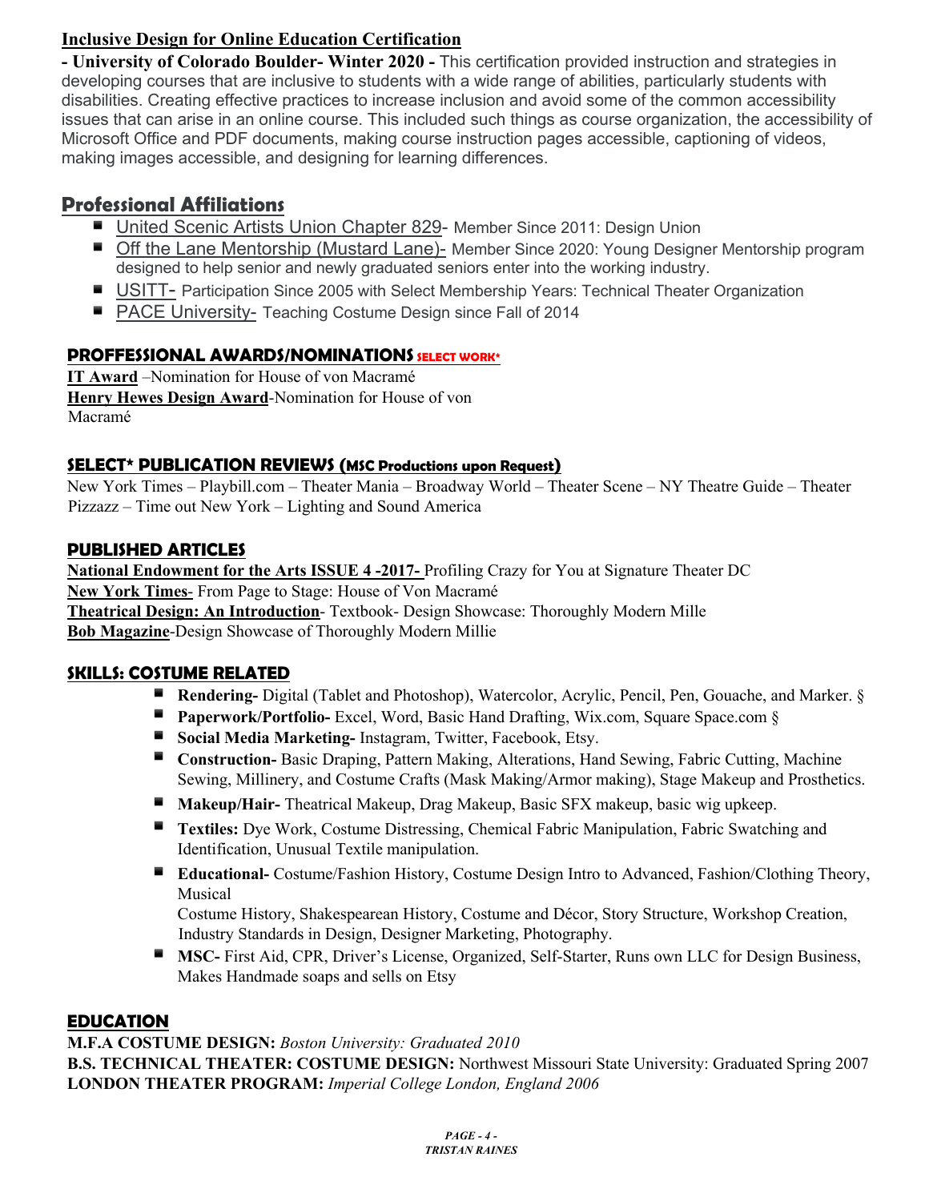**Inclusive Design for Online Education Certification**

**- University of Colorado Boulder- Winter 2020 -** This certification provided instruction and strategies in developing courses that are inclusive to students with a wide range of abilities, particularly students with disabilities. Creating effective practices to increase inclusion and avoid some of the common accessibility issues that can arise in an online course. This included such things as course organization, the accessibility of Microsoft Office and PDF documents, making course instruction pages accessible, captioning of videos, making images accessible, and designing for learning differences.

## Professional Affiliations

- United Scenic Artists Union Chapter 829- Member Since 2011: Design Union
- Off the Lane Mentorship (Mustard Lane)- Member Since 2020: Young Designer Mentorship program designed to help senior and newly graduated seniors enter into the working industry.
- USITT- Participation Since 2005 with Select Membership Years: Technical Theater Organization
- PACE University- Teaching Costume Design since Fall of 2014

## PROFFESSIONAL AWARDS/NOMINATIONS SELECT WORK*

**IT Award** –Nomination for House of von Macramé

**Henry Hewes Design Award**-Nomination for House of von Macramé

## SELECT* PUBLICATION REVIEWS (MSC Productions upon Request)

New York Times – Playbill.com – Theater Mania – Broadway World – Theater Scene – NY Theatre Guide – Theater Pizzazz – Time out New York – Lighting and Sound America

## PUBLISHED ARTICLES

**National Endowment for the Arts ISSUE 4 -2017-** Profiling Crazy for You at Signature Theater DC

**New York Times**- From Page to Stage: House of Von Macramé

**Theatrical Design: An Introduction**- Textbook- Design Showcase: Thoroughly Modern Mille

**Bob Magazine**-Design Showcase of Thoroughly Modern Millie

## SKILLS: COSTUME RELATED

- **Rendering-** Digital (Tablet and Photoshop), Watercolor, Acrylic, Pencil, Pen, Gouache, and Marker. §
- **Paperwork/Portfolio-** Excel, Word, Basic Hand Drafting, Wix.com, Square Space.com §
- **Social Media Marketing-** Instagram, Twitter, Facebook, Etsy.
- **Construction-** Basic Draping, Pattern Making, Alterations, Hand Sewing, Fabric Cutting, Machine Sewing, Millinery, and Costume Crafts (Mask Making/Armor making), Stage Makeup and Prosthetics.
- **Makeup/Hair-** Theatrical Makeup, Drag Makeup, Basic SFX makeup, basic wig upkeep.
- **Textiles:** Dye Work, Costume Distressing, Chemical Fabric Manipulation, Fabric Swatching and Identification, Unusual Textile manipulation.
- **Educational-** Costume/Fashion History, Costume Design Intro to Advanced, Fashion/Clothing Theory, Musical
  Costume History, Shakespearean History, Costume and Décor, Story Structure, Workshop Creation, Industry Standards in Design, Designer Marketing, Photography.
- **MSC-** First Aid, CPR, Driver's License, Organized, Self-Starter, Runs own LLC for Design Business, Makes Handmade soaps and sells on Etsy

## EDUCATION

**M.F.A COSTUME DESIGN:** *Boston University: Graduated 2010*

**B.S. TECHNICAL THEATER: COSTUME DESIGN:** Northwest Missouri State University: Graduated Spring 2007

**LONDON THEATER PROGRAM:** *Imperial College London, England 2006*